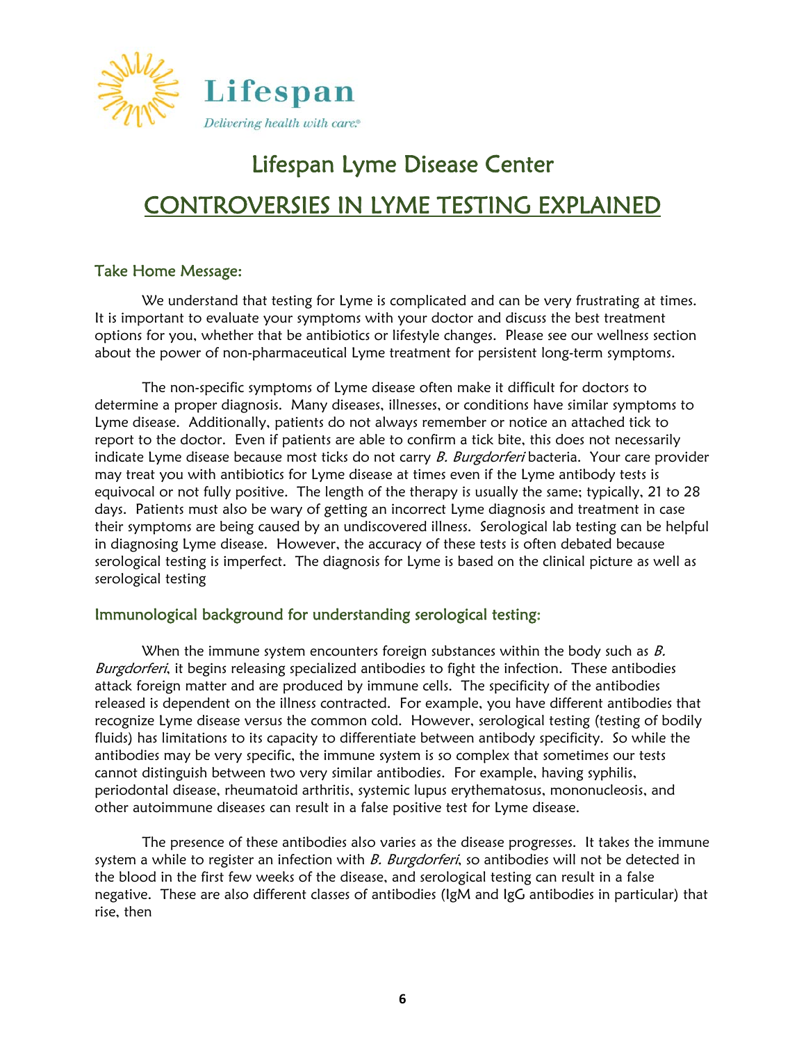Lifespan

*Delivering health with care.*

# Lifespan Lyme Disease Center

## CONTROVERSIES IN LYME TESTING EXPLAINED

### Take Home Message:

We understand that testing for Lyme is complicated and can be very frustrating at times. It is important to evaluate your symptoms with your doctor and discuss the best treatment options for you, whether that be antibiotics or lifestyle changes. Please see our wellness section about the power of non-pharmaceutical Lyme treatment for persistent long-term symptoms.

The non-specific symptoms of Lyme disease often make it difficult for doctors to determine a proper diagnosis. Many diseases, illnesses, or conditions have similar symptoms to Lyme disease. Additionally, patients do not always remember or notice an attached tick to report to the doctor. Even if patients are able to confirm a tick bite, this does not necessarily indicate Lyme disease because most ticks do not carry *B. Burgdorferi* bacteria. Your care provider may treat you with antibiotics for Lyme disease at times even if the Lyme antibody tests is equivocal or not fully positive. The length of the therapy is usually the same; typically, 21 to 28 days. Patients must also be wary of getting an incorrect Lyme diagnosis and treatment in case their symptoms are being caused by an undiscovered illness. Serological lab testing can be helpful in diagnosing Lyme disease. However, the accuracy of these tests is often debated because serological testing is imperfect. The diagnosis for Lyme is based on the clinical picture as well as serological testing

### Immunological background for understanding serological testing:

When the immune system encounters foreign substances within the body such as *B. Burgdorferi*, it begins releasing specialized antibodies to fight the infection. These antibodies attack foreign matter and are produced by immune cells. The specificity of the antibodies released is dependent on the illness contracted. For example, you have different antibodies that recognize Lyme disease versus the common cold. However, serological testing (testing of bodily fluids) has limitations to its capacity to differentiate between antibody specificity. So while the antibodies may be very specific, the immune system is so complex that sometimes our tests cannot distinguish between two very similar antibodies. For example, having syphilis, periodontal disease, rheumatoid arthritis, systemic lupus erythematosus, mononucleosis, and other autoimmune diseases can result in a false positive test for Lyme disease.

The presence of these antibodies also varies as the disease progresses. It takes the immune system a while to register an infection with *B. Burgdorferi*, so antibodies will not be detected in the blood in the first few weeks of the disease, and serological testing can result in a false negative. These are also different classes of antibodies (IgM and IgG antibodies in particular) that rise, then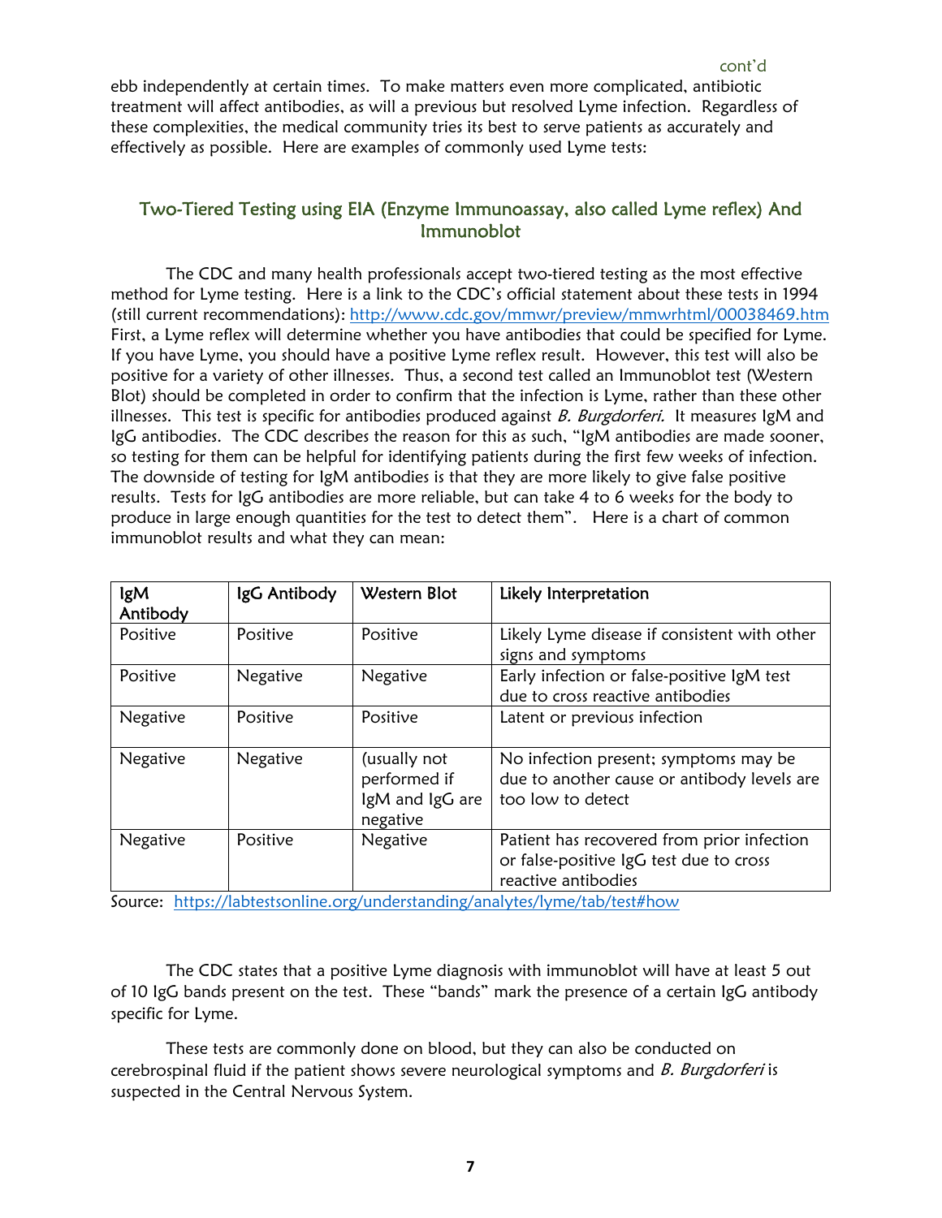cont'd

ebb independently at certain times. To make matters even more complicated, antibiotic treatment will affect antibodies, as will a previous but resolved Lyme infection. Regardless of these complexities, the medical community tries its best to serve patients as accurately and effectively as possible. Here are examples of commonly used Lyme tests:

## Two-Tiered Testing using EIA (Enzyme Immunoassay, also called Lyme reflex) And Immunoblot

The CDC and many health professionals accept two-tiered testing as the most effective method for Lyme testing. Here is a link to the CDC's official statement about these tests in 1994 (still current recommendations): http://www.cdc.gov/mmwr/preview/mmwrhtml/00038469.htm First, a Lyme reflex will determine whether you have antibodies that could be specified for Lyme. If you have Lyme, you should have a positive Lyme reflex result. However, this test will also be positive for a variety of other illnesses. Thus, a second test called an Immunoblot test (Western Blot) should be completed in order to confirm that the infection is Lyme, rather than these other illnesses. This test is specific for antibodies produced against *B. Burgdorferi.* It measures IgM and IgG antibodies. The CDC describes the reason for this as such, "IgM antibodies are made sooner, so testing for them can be helpful for identifying patients during the first few weeks of infection. The downside of testing for IgM antibodies is that they are more likely to give false positive results. Tests for IgG antibodies are more reliable, but can take 4 to 6 weeks for the body to produce in large enough quantities for the test to detect them". Here is a chart of common immunoblot results and what they can mean:

| IgM Antibody | IgG Antibody | Western Blot | Likely Interpretation |
|---|---|---|---|
| Positive | Positive | Positive | Likely Lyme disease if consistent with other signs and symptoms |
| Positive | Negative | Negative | Early infection or false-positive IgM test due to cross reactive antibodies |
| Negative | Positive | Positive | Latent or previous infection |
| Negative | Negative | (usually not performed if IgM and IgG are negative | No infection present; symptoms may be due to another cause or antibody levels are too low to detect |
| Negative | Positive | Negative | Patient has recovered from prior infection or false-positive IgG test due to cross reactive antibodies |

Source: https://labtestsonline.org/understanding/analytes/lyme/tab/test#how

The CDC states that a positive Lyme diagnosis with immunoblot will have at least 5 out of 10 IgG bands present on the test. These "bands" mark the presence of a certain IgG antibody specific for Lyme.

These tests are commonly done on blood, but they can also be conducted on cerebrospinal fluid if the patient shows severe neurological symptoms and *B. Burgdorferi* is suspected in the Central Nervous System.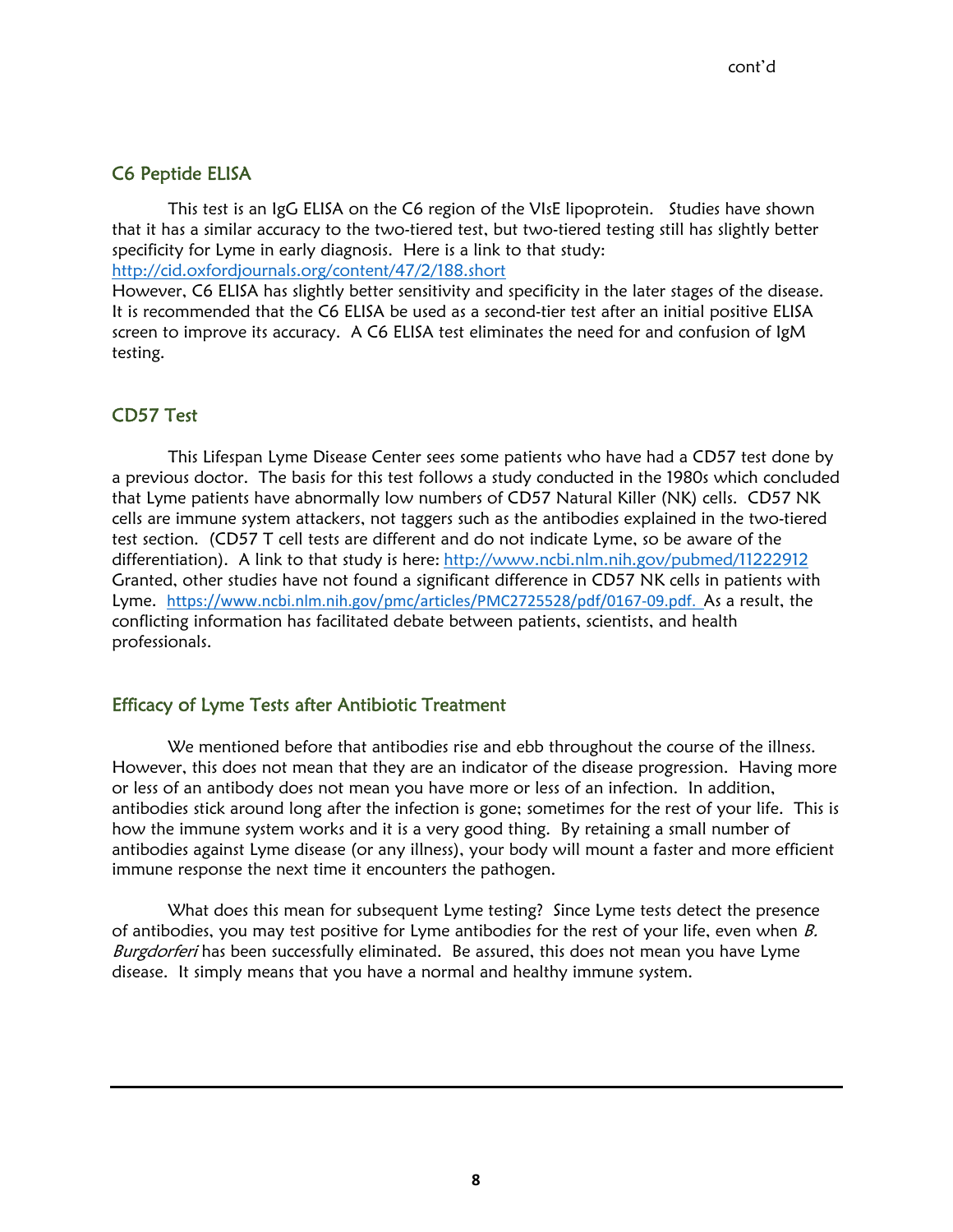cont'd

## C6 Peptide ELISA

This test is an IgG ELISA on the C6 region of the VIsE lipoprotein. Studies have shown that it has a similar accuracy to the two-tiered test, but two-tiered testing still has slightly better specificity for Lyme in early diagnosis. Here is a link to that study: http://cid.oxfordjournals.org/content/47/2/188.short
However, C6 ELISA has slightly better sensitivity and specificity in the later stages of the disease. It is recommended that the C6 ELISA be used as a second-tier test after an initial positive ELISA screen to improve its accuracy. A C6 ELISA test eliminates the need for and confusion of IgM testing.

## CD57 Test

This Lifespan Lyme Disease Center sees some patients who have had a CD57 test done by a previous doctor. The basis for this test follows a study conducted in the 1980s which concluded that Lyme patients have abnormally low numbers of CD57 Natural Killer (NK) cells. CD57 NK cells are immune system attackers, not taggers such as the antibodies explained in the two-tiered test section. (CD57 T cell tests are different and do not indicate Lyme, so be aware of the differentiation). A link to that study is here: http://www.ncbi.nlm.nih.gov/pubmed/11222912
Granted, other studies have not found a significant difference in CD57 NK cells in patients with Lyme. https://www.ncbi.nlm.nih.gov/pmc/articles/PMC2725528/pdf/0167-09.pdf. As a result, the conflicting information has facilitated debate between patients, scientists, and health professionals.

## Efficacy of Lyme Tests after Antibiotic Treatment

We mentioned before that antibodies rise and ebb throughout the course of the illness. However, this does not mean that they are an indicator of the disease progression. Having more or less of an antibody does not mean you have more or less of an infection. In addition, antibodies stick around long after the infection is gone; sometimes for the rest of your life. This is how the immune system works and it is a very good thing. By retaining a small number of antibodies against Lyme disease (or any illness), your body will mount a faster and more efficient immune response the next time it encounters the pathogen.

What does this mean for subsequent Lyme testing? Since Lyme tests detect the presence of antibodies, you may test positive for Lyme antibodies for the rest of your life, even when *B. Burgdorferi* has been successfully eliminated. Be assured, this does not mean you have Lyme disease. It simply means that you have a normal and healthy immune system.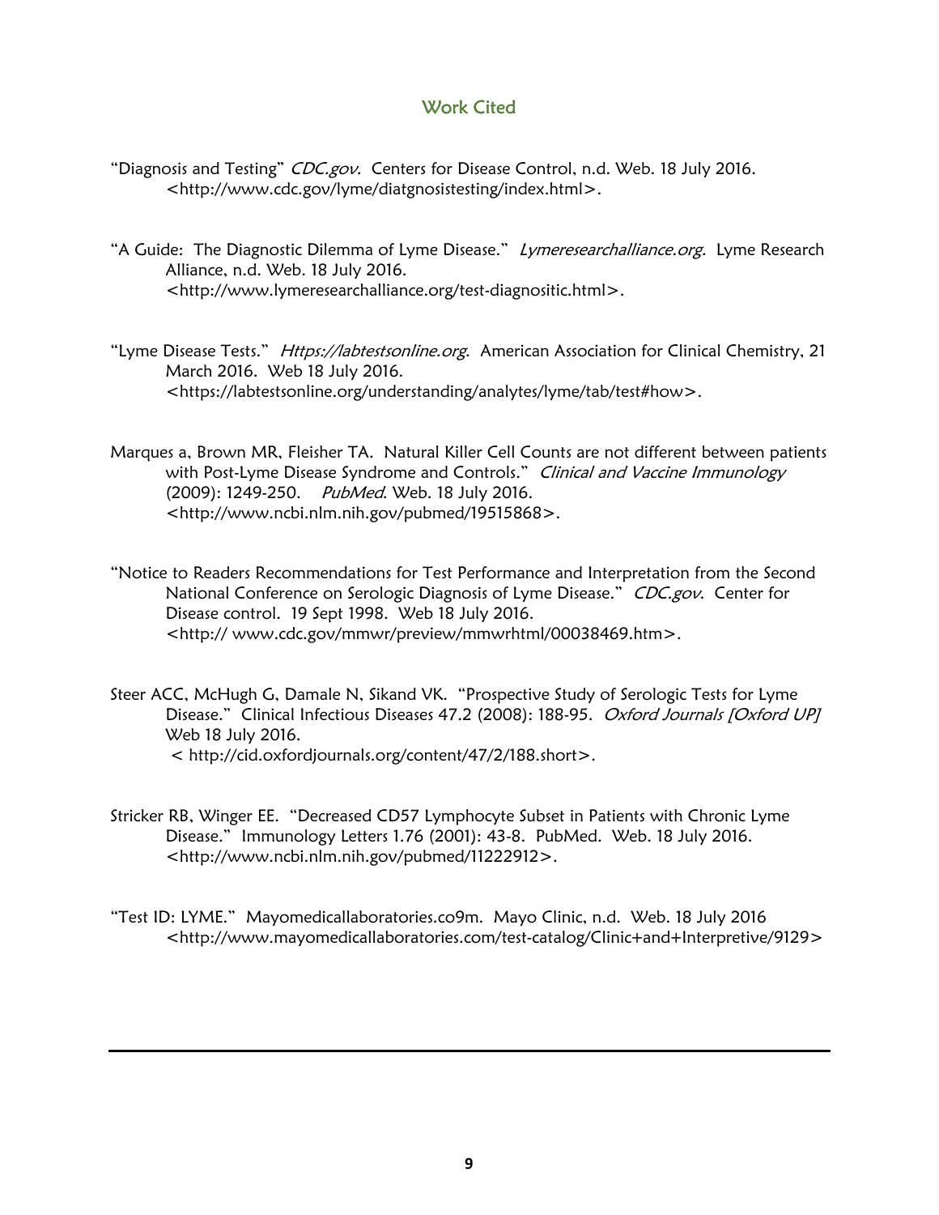## Work Cited

"Diagnosis and Testing" *CDC.gov*. Centers for Disease Control, n.d. Web. 18 July 2016. <http://www.cdc.gov/lyme/diatgnosistesting/index.html>.

"A Guide: The Diagnostic Dilemma of Lyme Disease." *Lymeresearchalliance.org.* Lyme Research Alliance, n.d. Web. 18 July 2016. <http://www.lymeresearchalliance.org/test-diagnositic.html>.

"Lyme Disease Tests." *Https://labtestsonline.org*. American Association for Clinical Chemistry, 21 March 2016. Web 18 July 2016. <https://labtestsonline.org/understanding/analytes/lyme/tab/test#how>.

Marques a, Brown MR, Fleisher TA. Natural Killer Cell Counts are not different between patients with Post-Lyme Disease Syndrome and Controls." *Clinical and Vaccine Immunology* (2009): 1249-250. *PubMed*. Web. 18 July 2016. <http://www.ncbi.nlm.nih.gov/pubmed/19515868>.

"Notice to Readers Recommendations for Test Performance and Interpretation from the Second National Conference on Serologic Diagnosis of Lyme Disease." *CDC.gov*. Center for Disease control. 19 Sept 1998. Web 18 July 2016. <http:// www.cdc.gov/mmwr/preview/mmwrhtml/00038469.htm>.

Steer ACC, McHugh G, Damale N, Sikand VK. "Prospective Study of Serologic Tests for Lyme Disease." Clinical Infectious Diseases 47.2 (2008): 188-95. *Oxford Journals [Oxford UP]* Web 18 July 2016. < http://cid.oxfordjournals.org/content/47/2/188.short>.

Stricker RB, Winger EE. "Decreased CD57 Lymphocyte Subset in Patients with Chronic Lyme Disease." Immunology Letters 1.76 (2001): 43-8. PubMed. Web. 18 July 2016. <http://www.ncbi.nlm.nih.gov/pubmed/11222912>.

"Test ID: LYME." Mayomedicallaboratories.co9m. Mayo Clinic, n.d. Web. 18 July 2016 <http://www.mayomedicallaboratories.com/test-catalog/Clinic+and+Interpretive/9129>